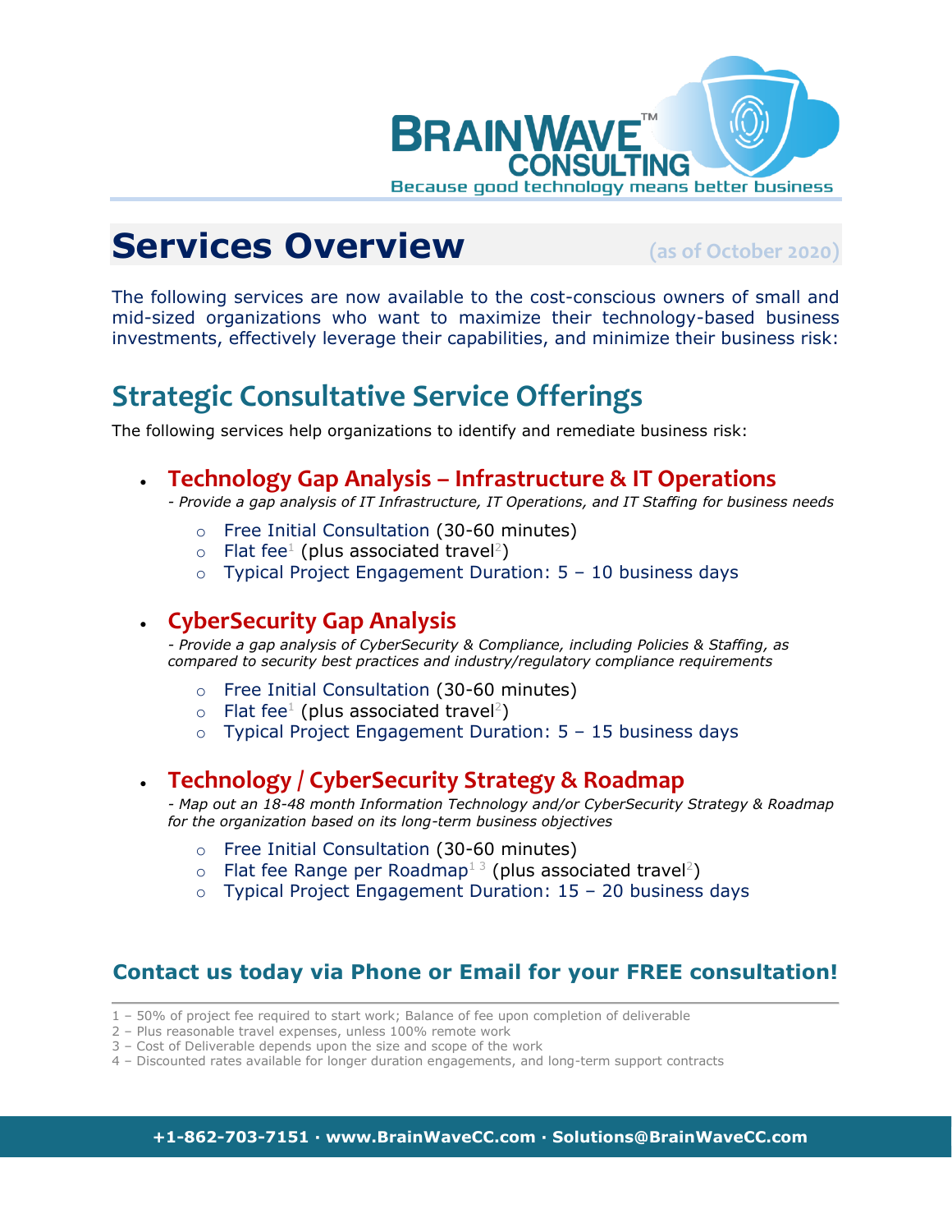BRAINWAVE™ CONSULTING

Because good technology means better business

# Services Overview

(as of October 2020)

The following services are now available to the cost-conscious owners of small and mid-sized organizations who want to maximize their technology-based business investments, effectively leverage their capabilities, and minimize their business risk:

## Strategic Consultative Service Offerings

The following services help organizations to identify and remediate business risk:

- **Technology Gap Analysis – Infrastructure & IT Operations**
  *- Provide a gap analysis of IT Infrastructure, IT Operations, and IT Staffing for business needs*
  - Free Initial Consultation (30-60 minutes)
  - Flat fee[1] (plus associated travel[2])
  - Typical Project Engagement Duration: 5 – 10 business days

- **CyberSecurity Gap Analysis**
  *- Provide a gap analysis of CyberSecurity & Compliance, including Policies & Staffing, as compared to security best practices and industry/regulatory compliance requirements*
  - Free Initial Consultation (30-60 minutes)
  - Flat fee[1] (plus associated travel[2])
  - Typical Project Engagement Duration: 5 – 15 business days

- **Technology / CyberSecurity Strategy & Roadmap**
  *- Map out an 18-48 month Information Technology and/or CyberSecurity Strategy & Roadmap for the organization based on its long-term business objectives*
  - Free Initial Consultation (30-60 minutes)
  - Flat fee Range per Roadmap[1 3] (plus associated travel[2])
  - Typical Project Engagement Duration: 15 – 20 business days

### Contact us today via Phone or Email for your FREE consultation!

1 – 50% of project fee required to start work; Balance of fee upon completion of deliverable
2 – Plus reasonable travel expenses, unless 100% remote work
3 – Cost of Deliverable depends upon the size and scope of the work
4 – Discounted rates available for longer duration engagements, and long-term support contracts

**+1-862-703-7151 · www.BrainWaveCC.com · Solutions@BrainWaveCC.com**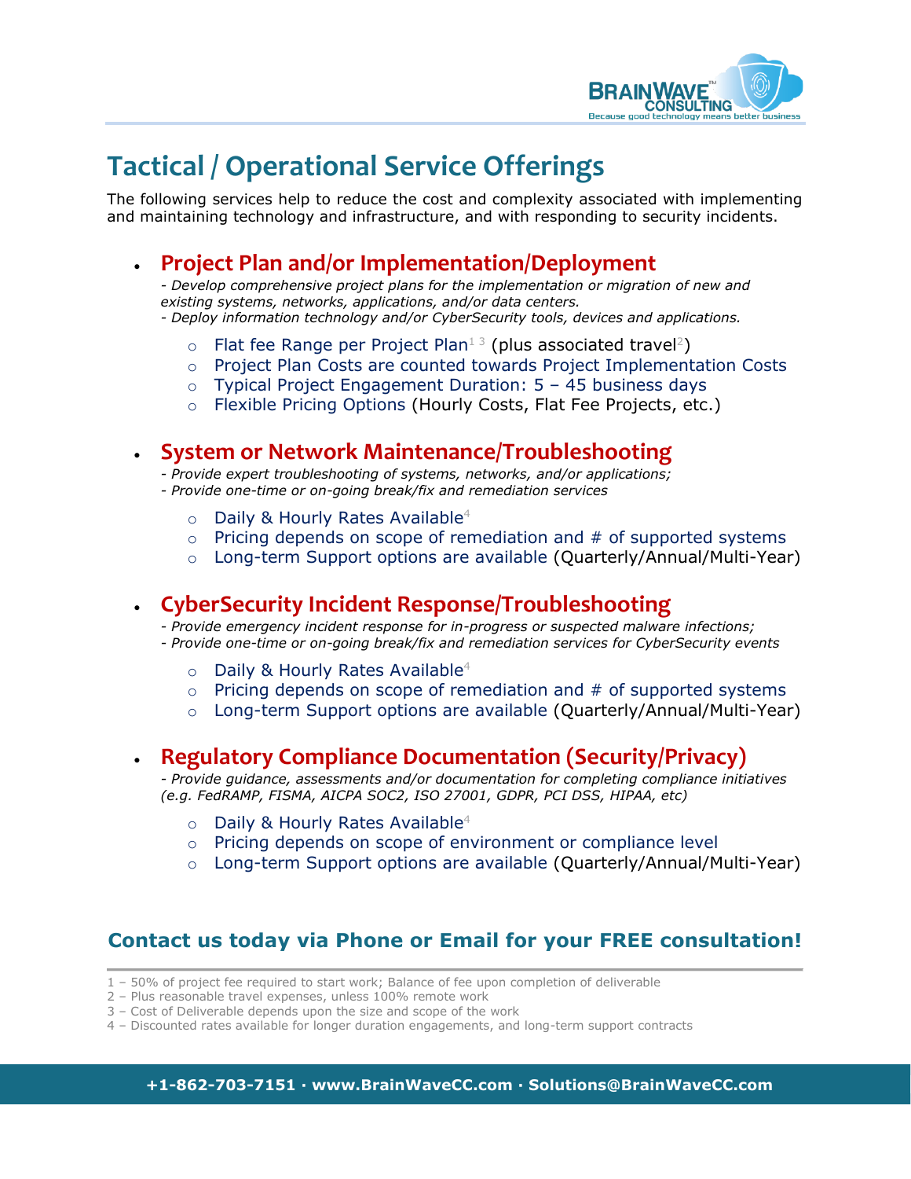# Tactical / Operational Service Offerings

The following services help to reduce the cost and complexity associated with implementing and maintaining technology and infrastructure, and with responding to security incidents.

## Project Plan and/or Implementation/Deployment

*- Develop comprehensive project plans for the implementation or migration of new and existing systems, networks, applications, and/or data centers.*
*- Deploy information technology and/or CyberSecurity tools, devices and applications.*

- Flat fee Range per Project Plan[1] [3] (plus associated travel[2])
- Project Plan Costs are counted towards Project Implementation Costs
- Typical Project Engagement Duration: 5 – 45 business days
- Flexible Pricing Options (Hourly Costs, Flat Fee Projects, etc.)

## System or Network Maintenance/Troubleshooting

*- Provide expert troubleshooting of systems, networks, and/or applications;*
*- Provide one-time or on-going break/fix and remediation services*

- Daily & Hourly Rates Available[4]
- Pricing depends on scope of remediation and # of supported systems
- Long-term Support options are available (Quarterly/Annual/Multi-Year)

## CyberSecurity Incident Response/Troubleshooting

*- Provide emergency incident response for in-progress or suspected malware infections;*
*- Provide one-time or on-going break/fix and remediation services for CyberSecurity events*

- Daily & Hourly Rates Available[4]
- Pricing depends on scope of remediation and # of supported systems
- Long-term Support options are available (Quarterly/Annual/Multi-Year)

## Regulatory Compliance Documentation (Security/Privacy)

*- Provide guidance, assessments and/or documentation for completing compliance initiatives (e.g. FedRAMP, FISMA, AICPA SOC2, ISO 27001, GDPR, PCI DSS, HIPAA, etc)*

- Daily & Hourly Rates Available[4]
- Pricing depends on scope of environment or compliance level
- Long-term Support options are available (Quarterly/Annual/Multi-Year)

### Contact us today via Phone or Email for your FREE consultation!

1 – 50% of project fee required to start work; Balance of fee upon completion of deliverable
2 – Plus reasonable travel expenses, unless 100% remote work
3 – Cost of Deliverable depends upon the size and scope of the work
4 – Discounted rates available for longer duration engagements, and long-term support contracts

**+1-862-703-7151 · www.BrainWaveCC.com · Solutions@BrainWaveCC.com**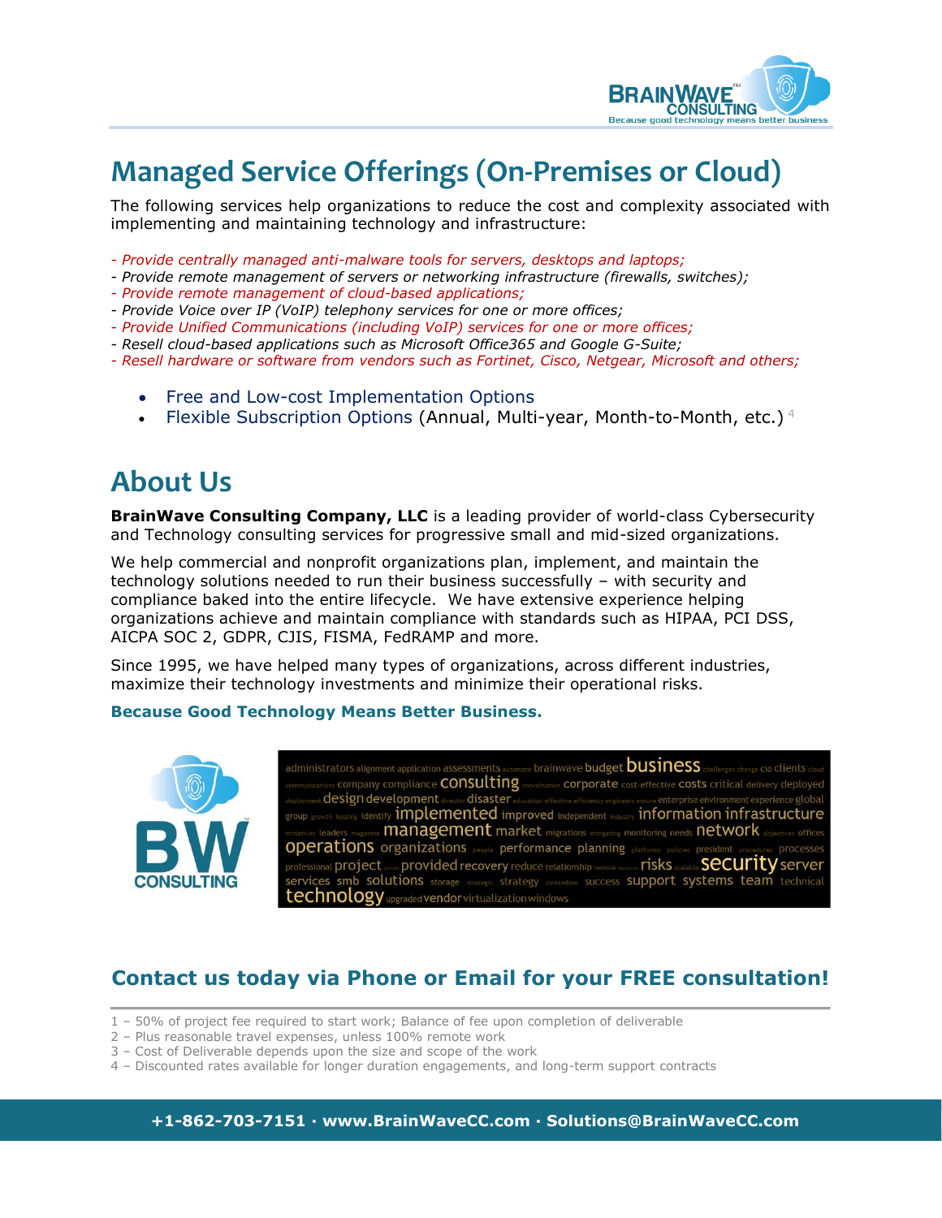# Managed Service Offerings (On-Premises or Cloud)

The following services help organizations to reduce the cost and complexity associated with implementing and maintaining technology and infrastructure:

*- Provide centrally managed anti-malware tools for servers, desktops and laptops;*
*- Provide remote management of servers or networking infrastructure (firewalls, switches);*
*- Provide remote management of cloud-based applications;*
*- Provide Voice over IP (VoIP) telephony services for one or more offices;*
*- Provide Unified Communications (including VoIP) services for one or more offices;*
*- Resell cloud-based applications such as Microsoft Office365 and Google G-Suite;*
*- Resell hardware or software from vendors such as Fortinet, Cisco, Netgear, Microsoft and others;*

- Free and Low-cost Implementation Options
- Flexible Subscription Options (Annual, Multi-year, Month-to-Month, etc.) [4]

# About Us

**BrainWave Consulting Company, LLC** is a leading provider of world-class Cybersecurity and Technology consulting services for progressive small and mid-sized organizations.

We help commercial and nonprofit organizations plan, implement, and maintain the technology solutions needed to run their business successfully – with security and compliance baked into the entire lifecycle. We have extensive experience helping organizations achieve and maintain compliance with standards such as HIPAA, PCI DSS, AICPA SOC 2, GDPR, CJIS, FISMA, FedRAMP and more.

Since 1995, we have helped many types of organizations, across different industries, maximize their technology investments and minimize their operational risks.

**Because Good Technology Means Better Business.**

## Contact us today via Phone or Email for your FREE consultation!

1 – 50% of project fee required to start work; Balance of fee upon completion of deliverable
2 – Plus reasonable travel expenses, unless 100% remote work
3 – Cost of Deliverable depends upon the size and scope of the work
4 – Discounted rates available for longer duration engagements, and long-term support contracts

**+1-862-703-7151 · www.BrainWaveCC.com · Solutions@BrainWaveCC.com**